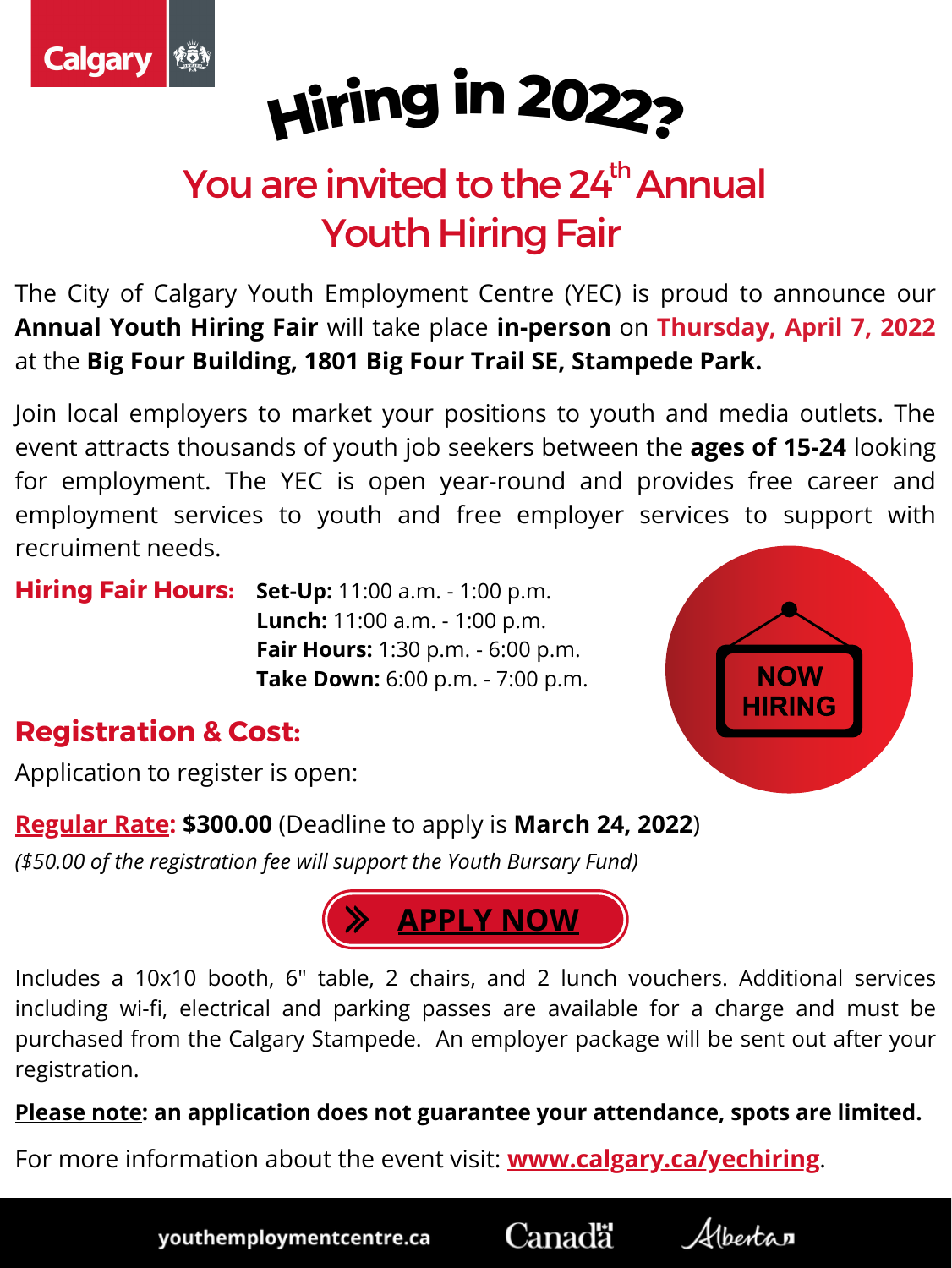Calgary

# Hiring in 2022?

## You are invited to the 24th Annual Youth Hiring Fair

The City of Calgary Youth Employment Centre (YEC) is proud to announce our **Annual Youth Hiring Fair** will take place **in-person** on **Thursday, April 7, 2022** at the **Big Four Building, 1801 Big Four Trail SE, Stampede Park.**

Join local employers to market your positions to youth and media outlets. The event attracts thousands of youth job seekers between the **ages of 15-24** looking for employment. The YEC is open year-round and provides free career and employment services to youth and free employer services to support with recruiment needs.

**Hiring Fair Hours:**

**Set-Up:** 11:00 a.m. - 1:00 p.m.
**Lunch:** 11:00 a.m. - 1:00 p.m.
**Fair Hours:** 1:30 p.m. - 6:00 p.m.
**Take Down:** 6:00 p.m. - 7:00 p.m.

NOW HIRING

## Registration & Cost:

Application to register is open:

**Regular Rate: $300.00** (Deadline to apply is **March 24, 2022**)
*($50.00 of the registration fee will support the Youth Bursary Fund)*

**APPLY NOW**

Includes a 10x10 booth, 6" table, 2 chairs, and 2 lunch vouchers. Additional services including wi-fi, electrical and parking passes are available for a charge and must be purchased from the Calgary Stampede. An employer package will be sent out after your registration.

**Please note: an application does not guarantee your attendance, spots are limited.**

For more information about the event visit: **www.calgary.ca/yechiring**.

youthemploymentcentre.ca Canada Alberta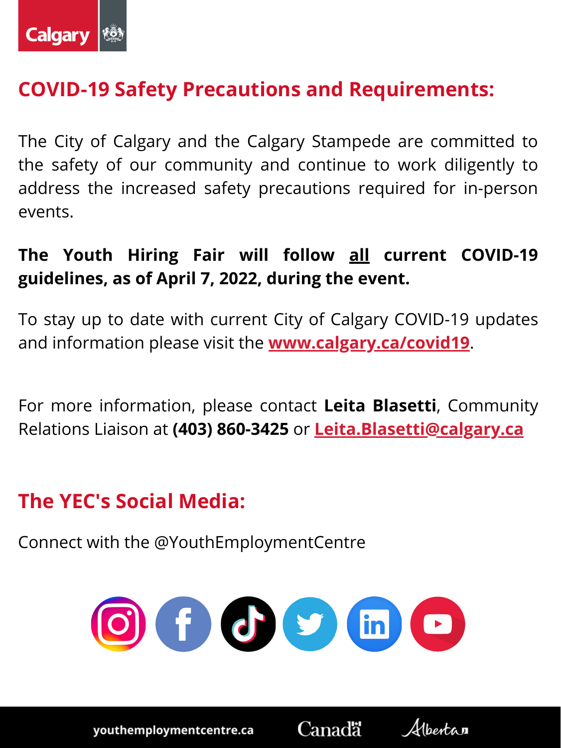## COVID-19 Safety Precautions and Requirements:

The City of Calgary and the Calgary Stampede are committed to the safety of our community and continue to work diligently to address the increased safety precautions required for in-person events.

**The Youth Hiring Fair will follow <u>all</u> current COVID-19 guidelines, as of April 7, 2022, during the event.**

To stay up to date with current City of Calgary COVID-19 updates and information please visit the **www.calgary.ca/covid19**.

For more information, please contact **Leita Blasetti**, Community Relations Liaison at **(403) 860-3425** or **Leita.Blasetti@calgary.ca**

## The YEC's Social Media:

Connect with the @YouthEmploymentCentre

youthemploymentcentre.ca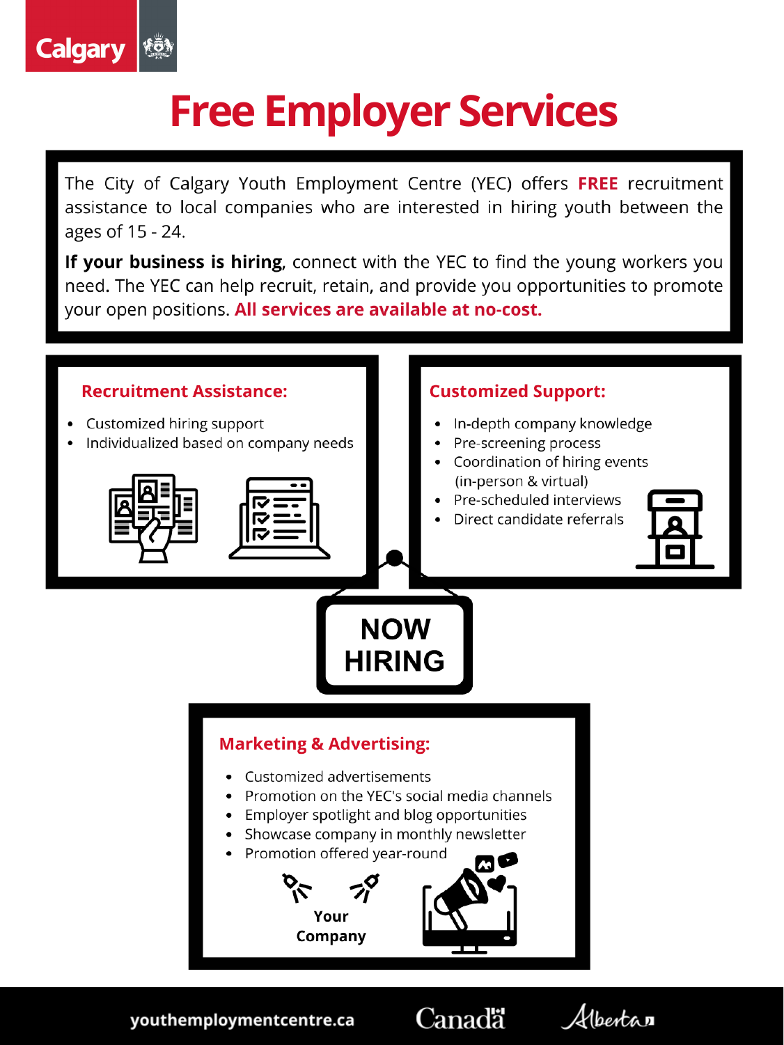Calgary

# Free Employer Services

The City of Calgary Youth Employment Centre (YEC) offers **FREE** recruitment assistance to local companies who are interested in hiring youth between the ages of 15 - 24.

**If your business is hiring**, connect with the YEC to find the young workers you need. The YEC can help recruit, retain, and provide you opportunities to promote your open positions. **All services are available at no-cost.**

## Recruitment Assistance:

- Customized hiring support
- Individualized based on company needs

## Customized Support:

- In-depth company knowledge
- Pre-screening process
- Coordination of hiring events (in-person & virtual)
- Pre-scheduled interviews
- Direct candidate referrals

NOW HIRING

## Marketing & Advertising:

- Customized advertisements
- Promotion on the YEC's social media channels
- Employer spotlight and blog opportunities
- Showcase company in monthly newsletter
- Promotion offered year-round

Your Company

youthemploymentcentre.ca

Canada

Alberta